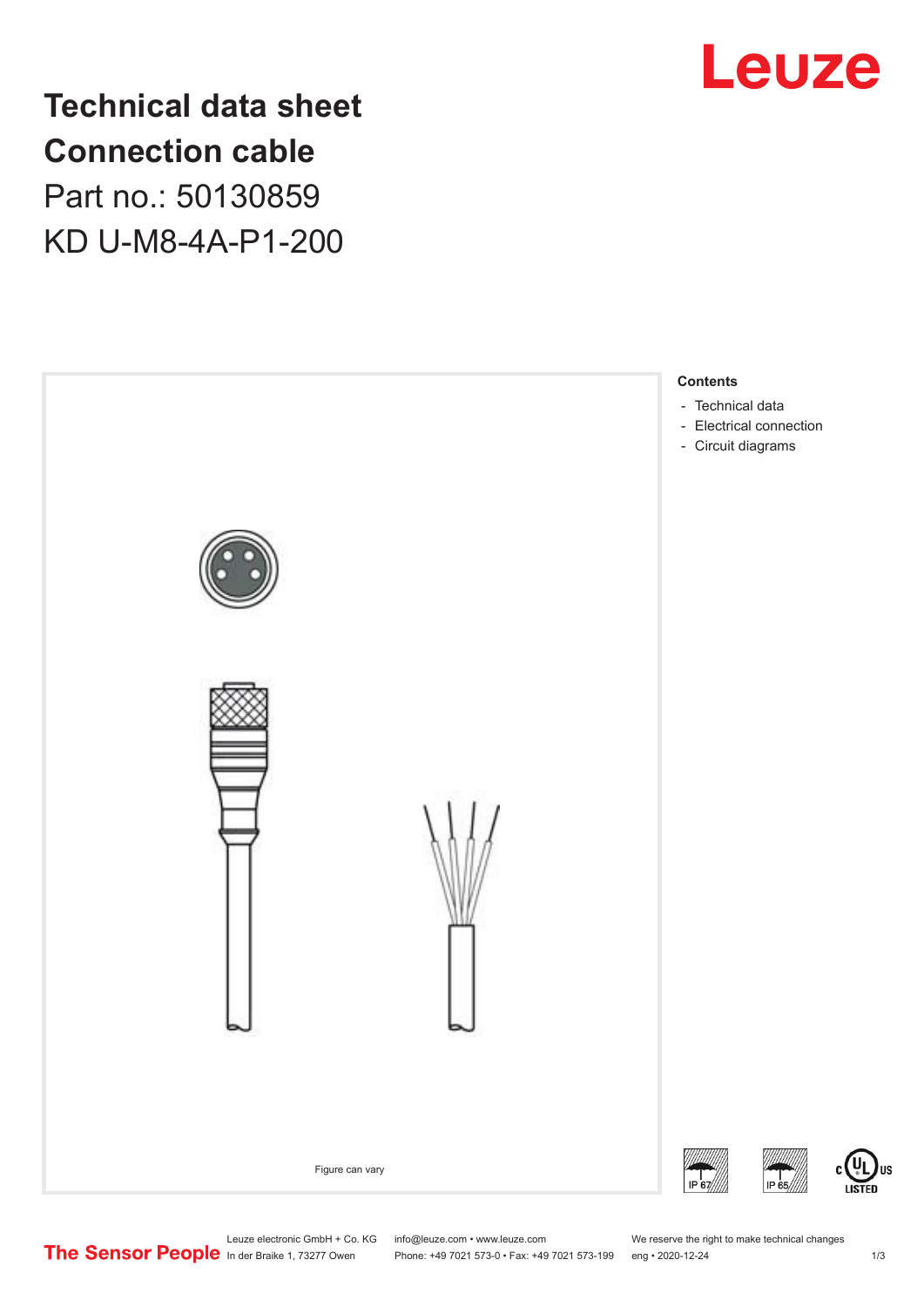# Technical data sheet

# Connection cable

Part no.: 50130859

KD U-M8-4A-P1-200

Figure can vary

**Contents**

- Technical data
- Electrical connection
- Circuit diagrams

IP 67

IP 65

c UL US LISTED

Leuze electronic GmbH + Co. KG
In der Braike 1, 73277 Owen

info@leuze.com • www.leuze.com
Phone: +49 7021 573-0 • Fax: +49 7021 573-199

We reserve the right to make technical changes
eng • 2020-12-24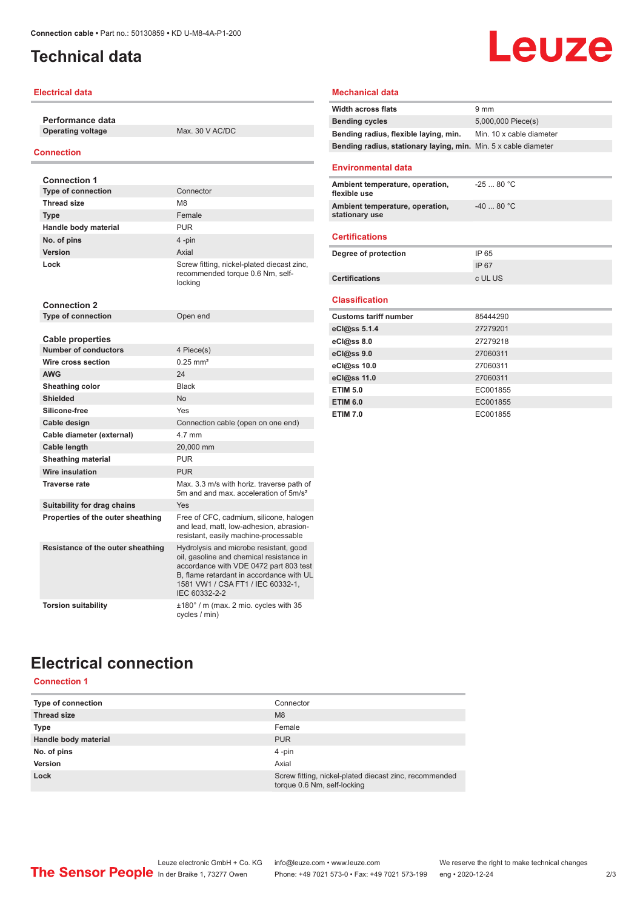# Technical data

## Electrical data

| Performance data | |
|---|---|
| Operating voltage | Max. 30 V AC/DC |

## Connection

| Connection 1 | |
|---|---|
| Type of connection | Connector |
| Thread size | M8 |
| Type | Female |
| Handle body material | PUR |
| No. of pins | 4 -pin |
| Version | Axial |
| Lock | Screw fitting, nickel-plated diecast zinc, recommended torque 0.6 Nm, self-locking |

| Connection 2 | |
|---|---|
| Type of connection | Open end |

| Cable properties | |
|---|---|
| Number of conductors | 4 Piece(s) |
| Wire cross section | 0.25 mm² |
| AWG | 24 |
| Sheathing color | Black |
| Shielded | No |
| Silicone-free | Yes |
| Cable design | Connection cable (open on one end) |
| Cable diameter (external) | 4.7 mm |
| Cable length | 20,000 mm |
| Sheathing material | PUR |
| Wire insulation | PUR |
| Traverse rate | Max. 3.3 m/s with horiz. traverse path of 5m and and max. acceleration of 5m/s² |
| Suitability for drag chains | Yes |
| Properties of the outer sheathing | Free of CFC, cadmium, silicone, halogen and lead, matt, low-adhesion, abrasion-resistant, easily machine-processable |
| Resistance of the outer sheathing | Hydrolysis and microbe resistant, good oil, gasoline and chemical resistance in accordance with VDE 0472 part 803 test B, flame retardant in accordance with UL 1581 VW1 / CSA FT1 / IEC 60332-1, IEC 60332-2-2 |
| Torsion suitability | ±180° / m (max. 2 mio. cycles with 35 cycles / min) |

## Mechanical data

| | |
|---|---|
| Width across flats | 9 mm |
| Bending cycles | 5,000,000 Piece(s) |
| Bending radius, flexible laying, min. | Min. 10 x cable diameter |
| Bending radius, stationary laying, min. | Min. 5 x cable diameter |

## Environmental data

| | |
|---|---|
| Ambient temperature, operation, flexible use | -25 ... 80 °C |
| Ambient temperature, operation, stationary use | -40 ... 80 °C |

## Certifications

| | |
|---|---|
| Degree of protection | IP 65 |
| | IP 67 |
| Certifications | c UL US |

## Classification

| | |
|---|---|
| Customs tariff number | 85444290 |
| eCl@ss 5.1.4 | 27279201 |
| eCl@ss 8.0 | 27279218 |
| eCl@ss 9.0 | 27060311 |
| eCl@ss 10.0 | 27060311 |
| eCl@ss 11.0 | 27060311 |
| ETIM 5.0 | EC001855 |
| ETIM 6.0 | EC001855 |
| ETIM 7.0 | EC001855 |

# Electrical connection

## Connection 1

| | |
|---|---|
| Type of connection | Connector |
| Thread size | M8 |
| Type | Female |
| Handle body material | PUR |
| No. of pins | 4 -pin |
| Version | Axial |
| Lock | Screw fitting, nickel-plated diecast zinc, recommended torque 0.6 Nm, self-locking |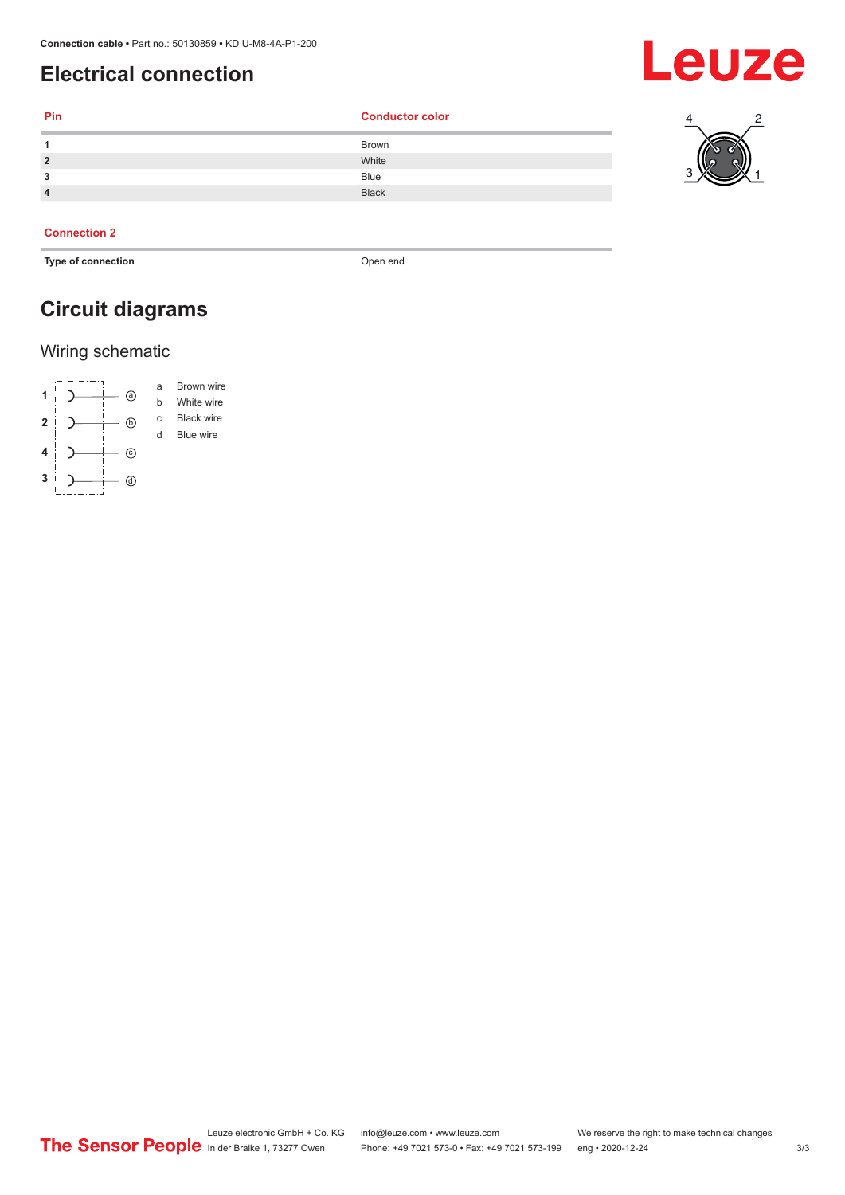# Electrical connection

| Pin | Conductor color |
|---|---|
| 1 | Brown |
| 2 | White |
| 3 | Blue |
| 4 | Black |

4 2
3 1

**Connection 2**

| | |
|---|---|
| Type of connection | Open end |

# Circuit diagrams

## Wiring schematic

1 ⓐ
2 ⓑ
4 ⓒ
3 ⓓ

a Brown wire
b White wire
c Black wire
d Blue wire